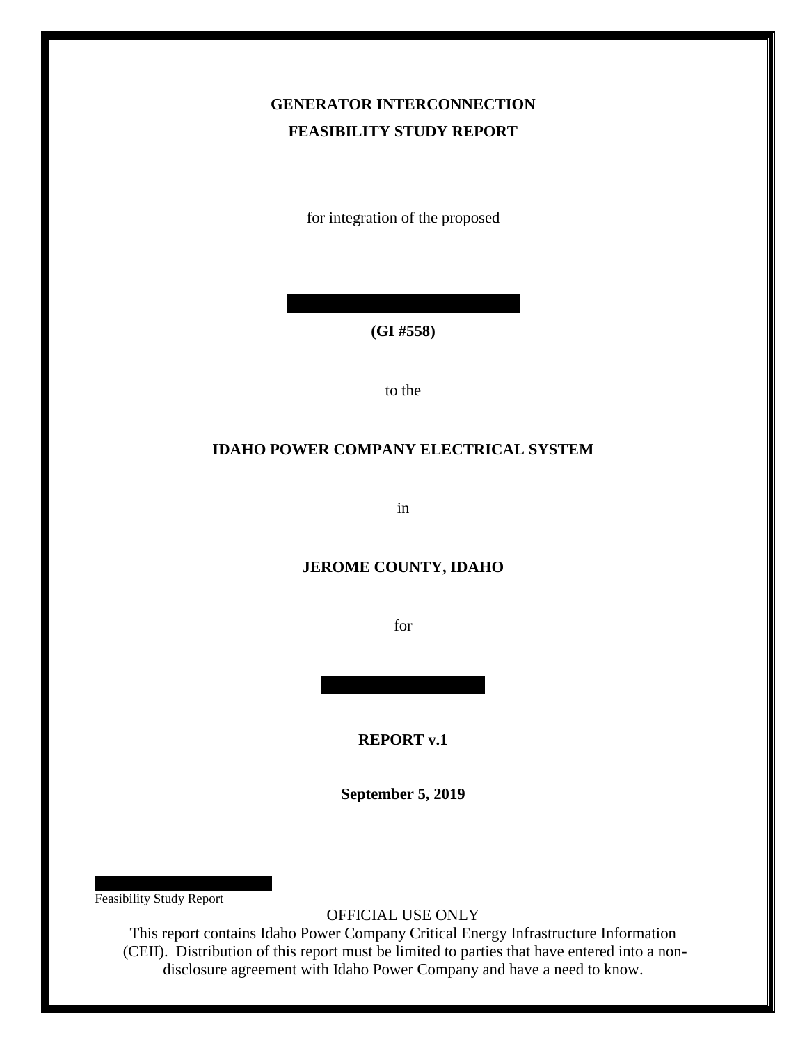# GENERATOR INTERCONNECTION
# FEASIBILITY STUDY REPORT

for integration of the proposed

**(GI #558)**

to the

**IDAHO POWER COMPANY ELECTRICAL SYSTEM**

in

**JEROME COUNTY, IDAHO**

for

**REPORT v.1**

**September 5, 2019**

Feasibility Study Report

OFFICIAL USE ONLY

This report contains Idaho Power Company Critical Energy Infrastructure Information (CEII). Distribution of this report must be limited to parties that have entered into a non-disclosure agreement with Idaho Power Company and have a need to know.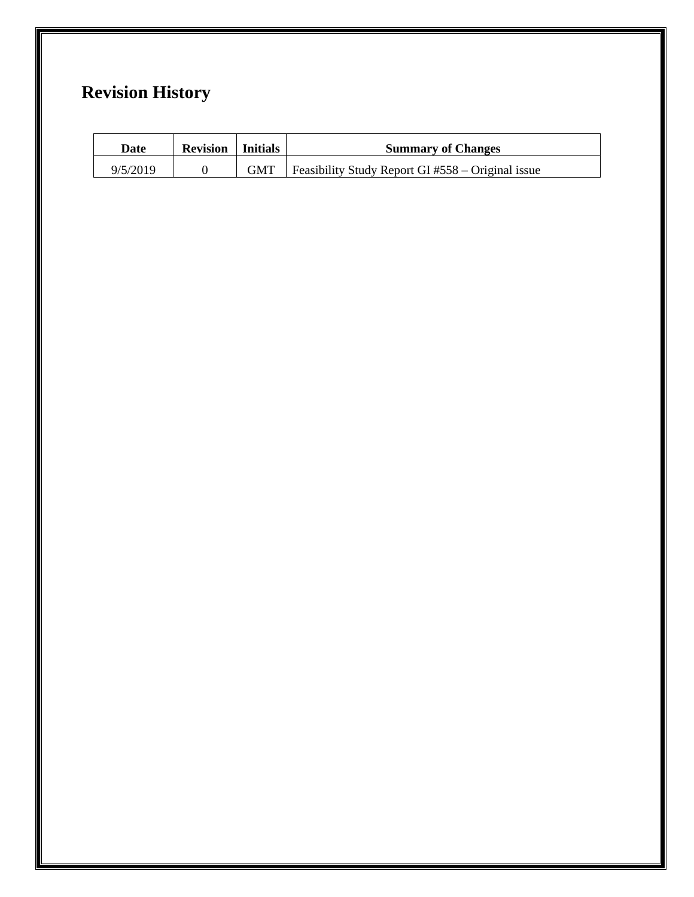# Revision History

| Date | Revision | Initials | Summary of Changes |
| --- | --- | --- | --- |
| 9/5/2019 | 0 | GMT | Feasibility Study Report GI #558 – Original issue |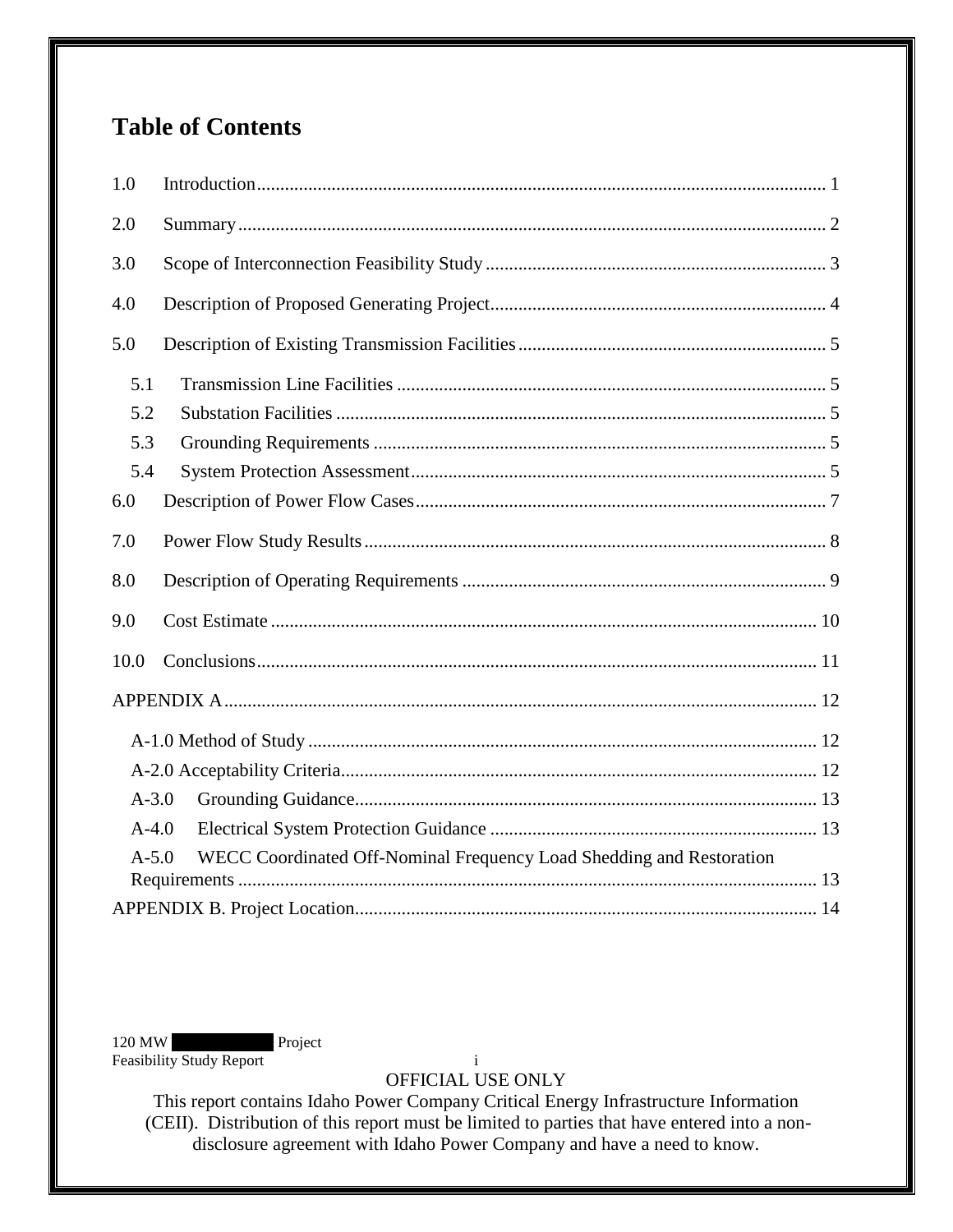# Table of Contents

1.0 Introduction ........................................................................................................ 1

2.0 Summary ............................................................................................................. 2

3.0 Scope of Interconnection Feasibility Study ........................................................ 3

4.0 Description of Proposed Generating Project ....................................................... 4

5.0 Description of Existing Transmission Facilities ................................................. 5

- 5.1 Transmission Line Facilities ........................................................................... 5
- 5.2 Substation Facilities ........................................................................................ 5
- 5.3 Grounding Requirements ................................................................................ 5
- 5.4 System Protection Assessment ........................................................................ 5

6.0 Description of Power Flow Cases ........................................................................ 7

7.0 Power Flow Study Results .................................................................................. 8

8.0 Description of Operating Requirements ............................................................. 9

9.0 Cost Estimate ..................................................................................................... 10

10.0 Conclusions ....................................................................................................... 11

APPENDIX A .............................................................................................................. 12

- A-1.0 Method of Study ............................................................................................ 12
- A-2.0 Acceptability Criteria ..................................................................................... 12
- A-3.0 Grounding Guidance ...................................................................................... 13
- A-4.0 Electrical System Protection Guidance .......................................................... 13
- A-5.0 WECC Coordinated Off-Nominal Frequency Load Shedding and Restoration Requirements ............................................................................................................ 13

APPENDIX B. Project Location .................................................................................. 14

OFFICIAL USE ONLY

This report contains Idaho Power Company Critical Energy Infrastructure Information (CEII). Distribution of this report must be limited to parties that have entered into a non-disclosure agreement with Idaho Power Company and have a need to know.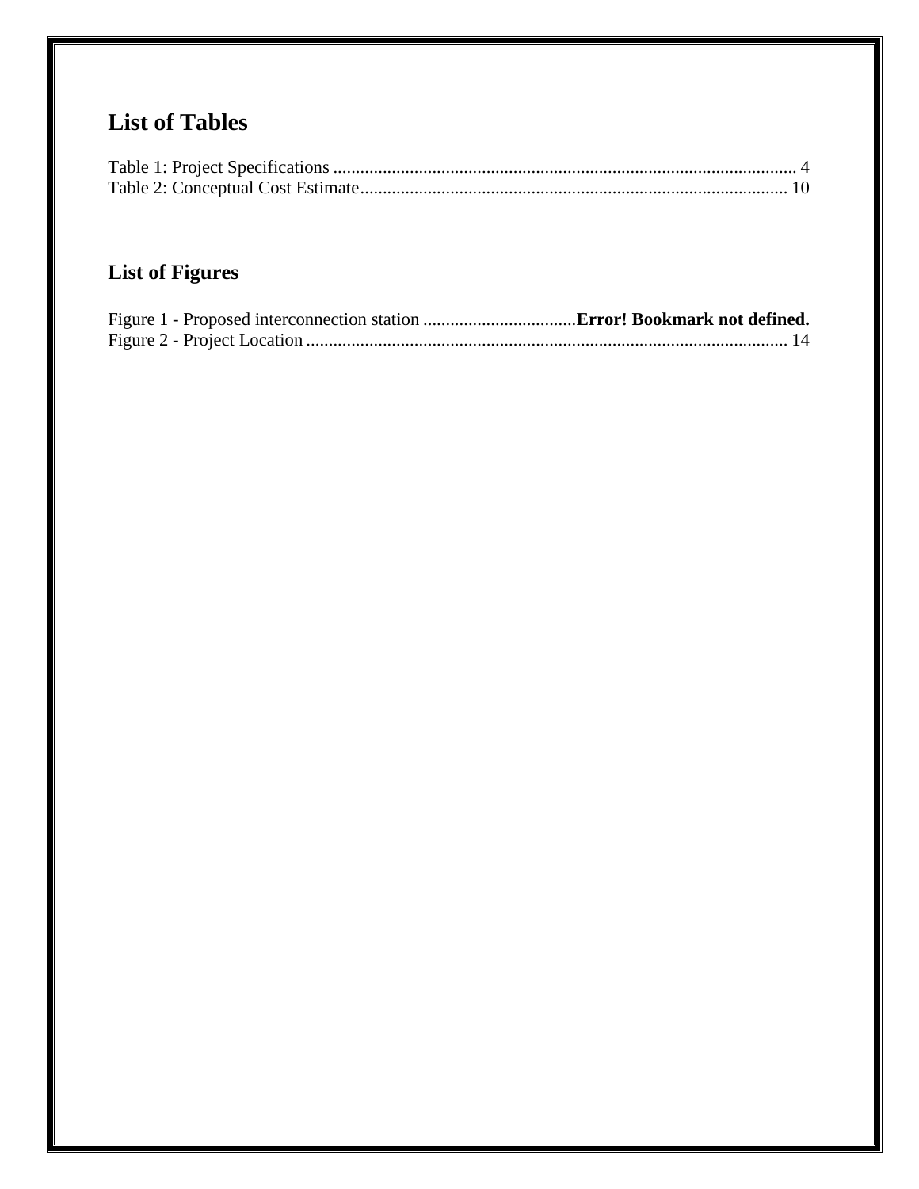## List of Tables

Table 1: Project Specifications ........................................................................................................ 4
Table 2: Conceptual Cost Estimate.................................................................................................. 10

## List of Figures

Figure 1 - Proposed interconnection station ..................................**Error! Bookmark not defined.**
Figure 2 - Project Location ............................................................................................................. 14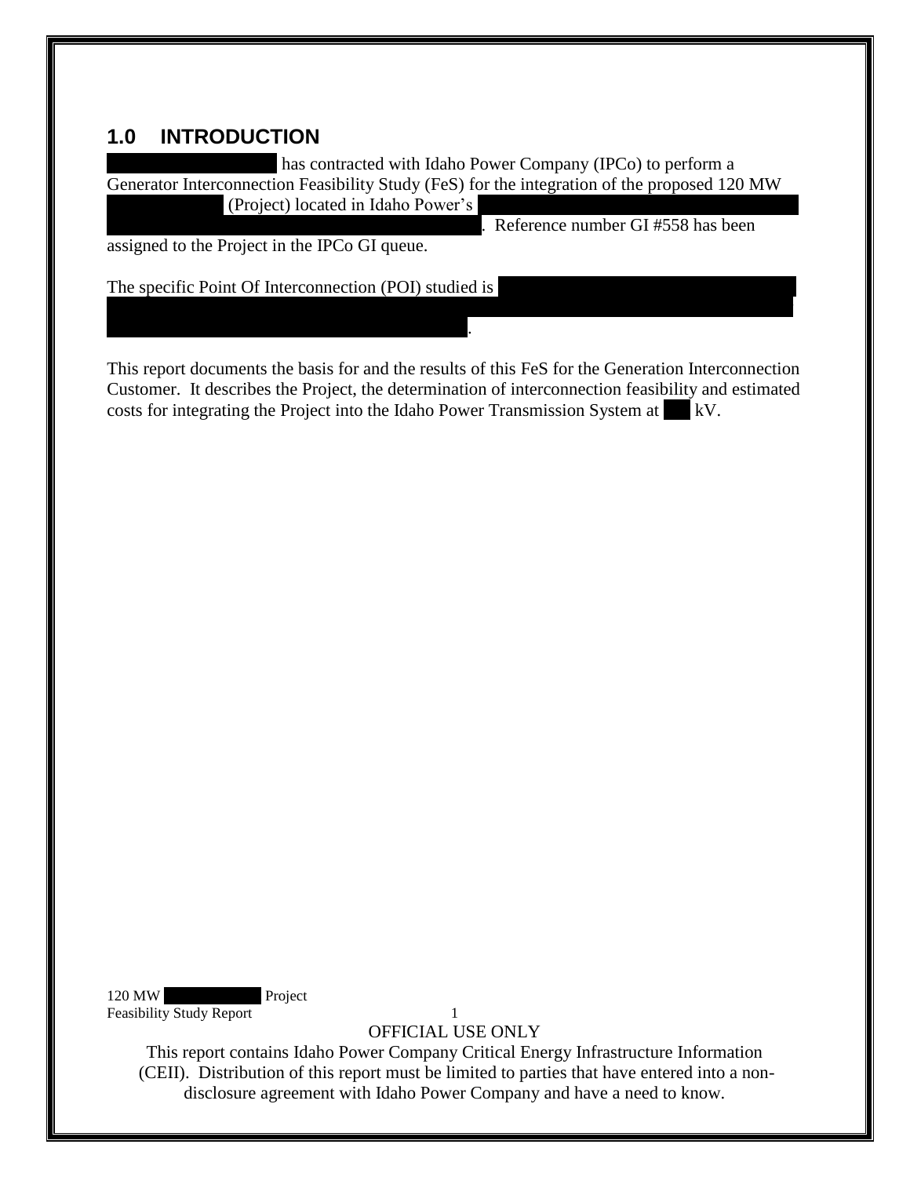## 1.0 INTRODUCTION

████████████████ has contracted with Idaho Power Company (IPCo) to perform a Generator Interconnection Feasibility Study (FeS) for the integration of the proposed 120 MW ██████████ (Project) located in Idaho Power's ████████████████████████████████████████████████. Reference number GI #558 has been assigned to the Project in the IPCo GI queue.

The specific Point Of Interconnection (POI) studied is ████████████████████████████████████████████████████████████████.

This report documents the basis for and the results of this FeS for the Generation Interconnection Customer. It describes the Project, the determination of interconnection feasibility and estimated costs for integrating the Project into the Idaho Power Transmission System at ███ kV.

OFFICIAL USE ONLY

This report contains Idaho Power Company Critical Energy Infrastructure Information (CEII). Distribution of this report must be limited to parties that have entered into a non-disclosure agreement with Idaho Power Company and have a need to know.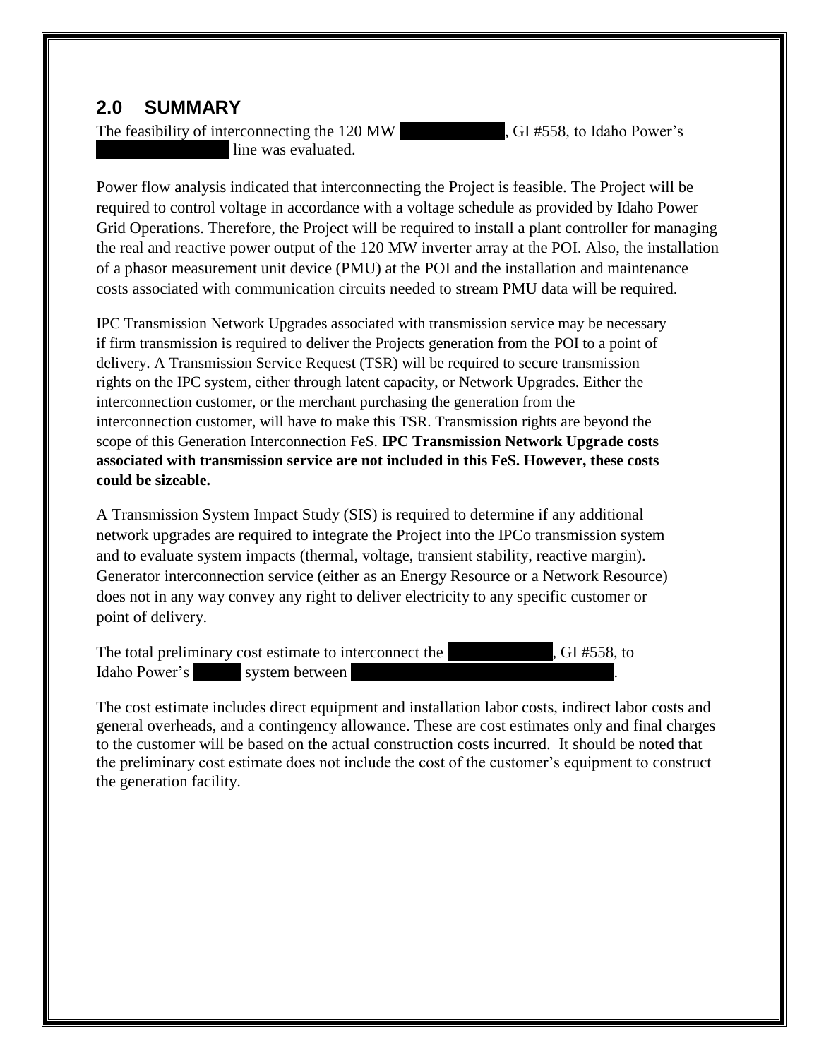## 2.0 SUMMARY

The feasibility of interconnecting the 120 MW [REDACTED], GI #558, to Idaho Power's [REDACTED] line was evaluated.

Power flow analysis indicated that interconnecting the Project is feasible. The Project will be required to control voltage in accordance with a voltage schedule as provided by Idaho Power Grid Operations. Therefore, the Project will be required to install a plant controller for managing the real and reactive power output of the 120 MW inverter array at the POI. Also, the installation of a phasor measurement unit device (PMU) at the POI and the installation and maintenance costs associated with communication circuits needed to stream PMU data will be required.

IPC Transmission Network Upgrades associated with transmission service may be necessary if firm transmission is required to deliver the Projects generation from the POI to a point of delivery. A Transmission Service Request (TSR) will be required to secure transmission rights on the IPC system, either through latent capacity, or Network Upgrades. Either the interconnection customer, or the merchant purchasing the generation from the interconnection customer, will have to make this TSR. Transmission rights are beyond the scope of this Generation Interconnection FeS. **IPC Transmission Network Upgrade costs associated with transmission service are not included in this FeS. However, these costs could be sizeable.**

A Transmission System Impact Study (SIS) is required to determine if any additional network upgrades are required to integrate the Project into the IPCo transmission system and to evaluate system impacts (thermal, voltage, transient stability, reactive margin). Generator interconnection service (either as an Energy Resource or a Network Resource) does not in any way convey any right to deliver electricity to any specific customer or point of delivery.

The total preliminary cost estimate to interconnect the [REDACTED], GI #558, to Idaho Power's [REDACTED] system between [REDACTED].

The cost estimate includes direct equipment and installation labor costs, indirect labor costs and general overheads, and a contingency allowance. These are cost estimates only and final charges to the customer will be based on the actual construction costs incurred. It should be noted that the preliminary cost estimate does not include the cost of the customer's equipment to construct the generation facility.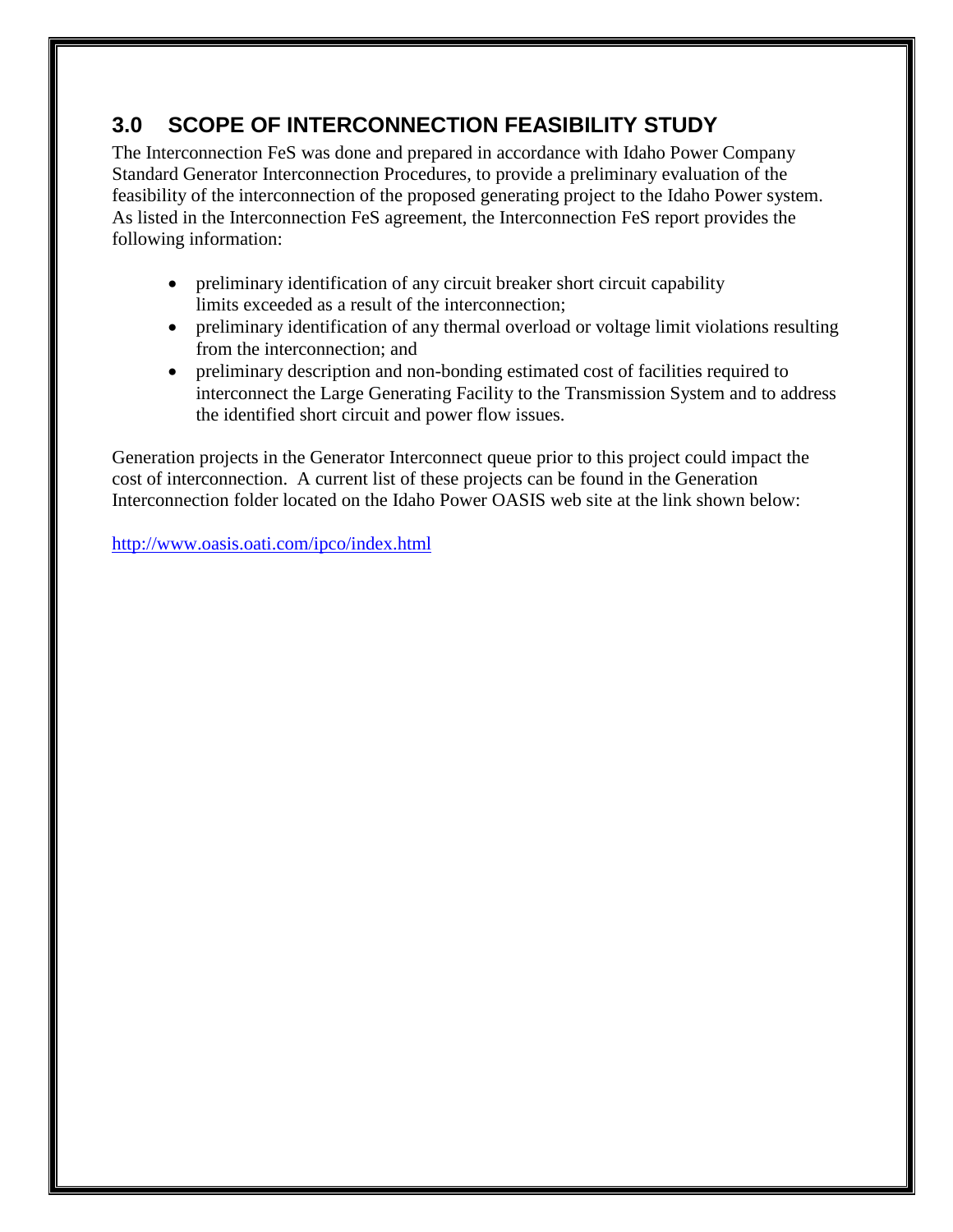## 3.0 SCOPE OF INTERCONNECTION FEASIBILITY STUDY

The Interconnection FeS was done and prepared in accordance with Idaho Power Company Standard Generator Interconnection Procedures, to provide a preliminary evaluation of the feasibility of the interconnection of the proposed generating project to the Idaho Power system. As listed in the Interconnection FeS agreement, the Interconnection FeS report provides the following information:

- preliminary identification of any circuit breaker short circuit capability limits exceeded as a result of the interconnection;
- preliminary identification of any thermal overload or voltage limit violations resulting from the interconnection; and
- preliminary description and non-bonding estimated cost of facilities required to interconnect the Large Generating Facility to the Transmission System and to address the identified short circuit and power flow issues.

Generation projects in the Generator Interconnect queue prior to this project could impact the cost of interconnection. A current list of these projects can be found in the Generation Interconnection folder located on the Idaho Power OASIS web site at the link shown below:

http://www.oasis.oati.com/ipco/index.html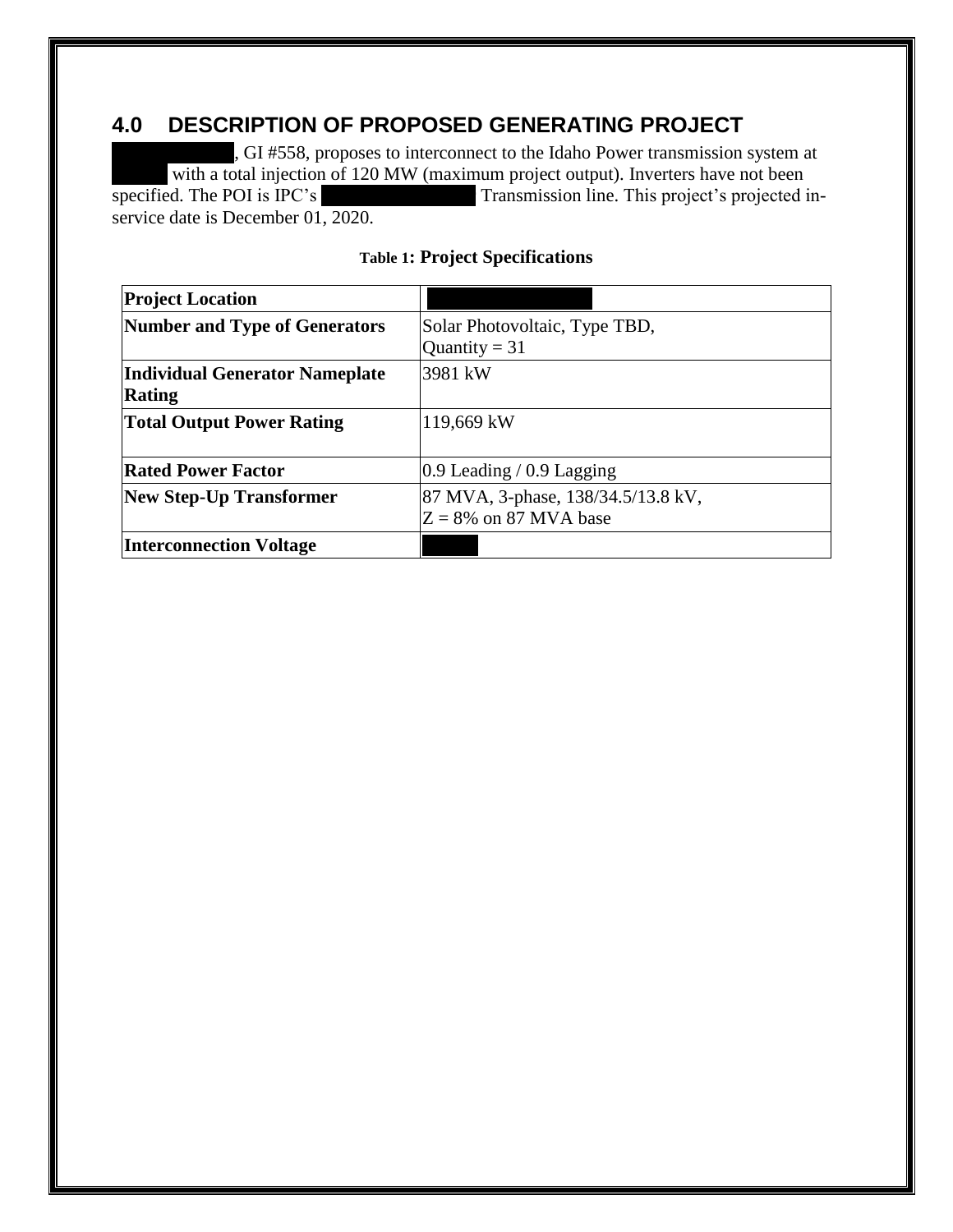## 4.0 DESCRIPTION OF PROPOSED GENERATING PROJECT

, GI #558, proposes to interconnect to the Idaho Power transmission system at with a total injection of 120 MW (maximum project output). Inverters have not been specified. The POI is IPC's Transmission line. This project's projected in-service date is December 01, 2020.

**Table 1: Project Specifications**

| | |
|---|---|
| **Project Location** | |
| **Number and Type of Generators** | Solar Photovoltaic, Type TBD, Quantity = 31 |
| **Individual Generator Nameplate Rating** | 3981 kW |
| **Total Output Power Rating** | 119,669 kW |
| **Rated Power Factor** | 0.9 Leading / 0.9 Lagging |
| **New Step-Up Transformer** | 87 MVA, 3-phase, 138/34.5/13.8 kV, Z = 8% on 87 MVA base |
| **Interconnection Voltage** | |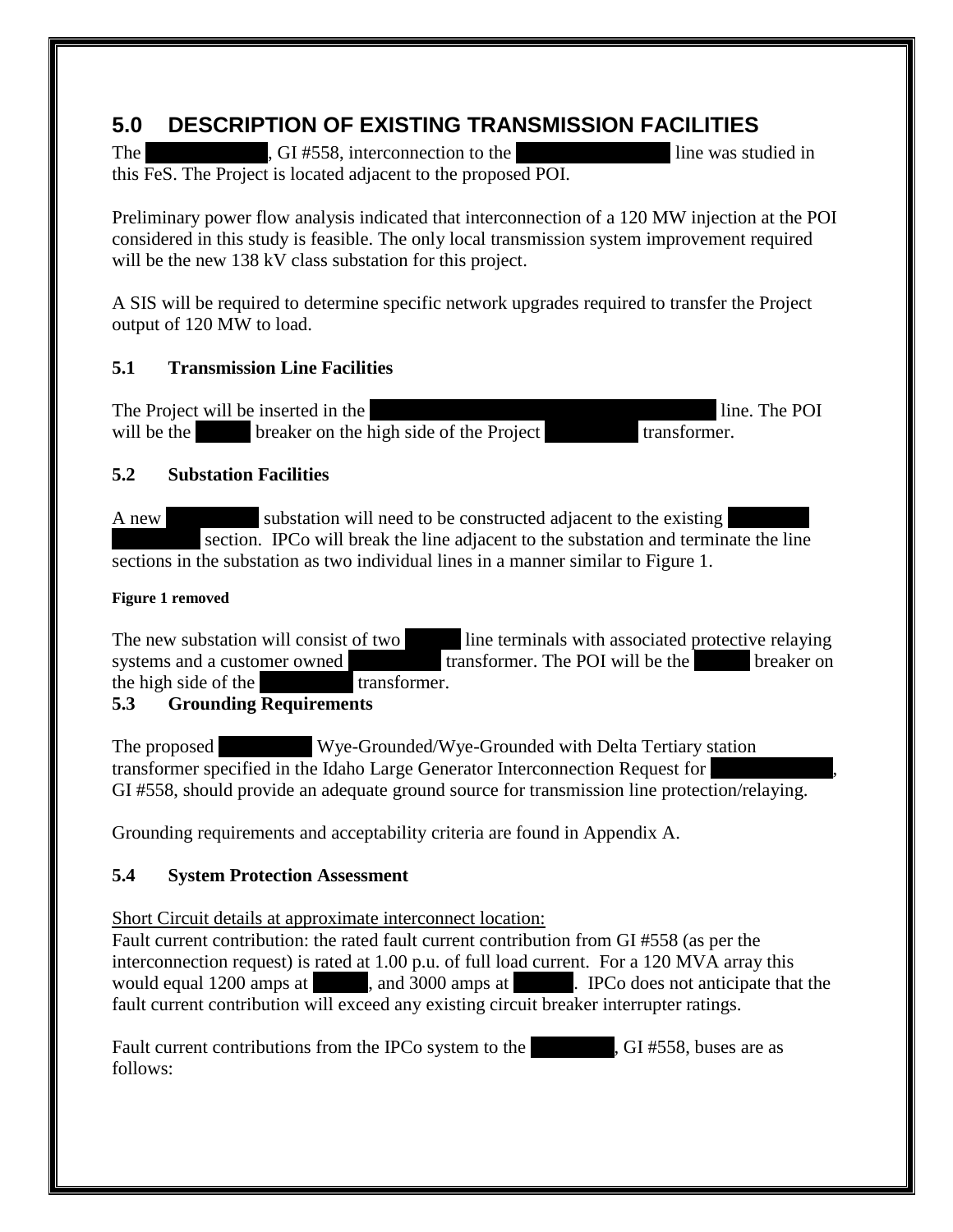## 5.0 DESCRIPTION OF EXISTING TRANSMISSION FACILITIES

The ████████, GI #558, interconnection to the ████████████ line was studied in this FeS. The Project is located adjacent to the proposed POI.

Preliminary power flow analysis indicated that interconnection of a 120 MW injection at the POI considered in this study is feasible. The only local transmission system improvement required will be the new 138 kV class substation for this project.

A SIS will be required to determine specific network upgrades required to transfer the Project output of 120 MW to load.

### 5.1 Transmission Line Facilities

The Project will be inserted in the ████████████████████████████ line. The POI will be the ████ breaker on the high side of the Project ███████ transformer.

### 5.2 Substation Facilities

A new ███████ substation will need to be constructed adjacent to the existing ██████ ██████ section. IPCo will break the line adjacent to the substation and terminate the line sections in the substation as two individual lines in a manner similar to Figure 1.

**Figure 1 removed**

The new substation will consist of two ████ line terminals with associated protective relaying systems and a customer owned ███████ transformer. The POI will be the ████ breaker on the high side of the ███████ transformer.

### 5.3 Grounding Requirements

The proposed ███████ Wye-Grounded/Wye-Grounded with Delta Tertiary station transformer specified in the Idaho Large Generator Interconnection Request for ████████, GI #558, should provide an adequate ground source for transmission line protection/relaying.

Grounding requirements and acceptability criteria are found in Appendix A.

### 5.4 System Protection Assessment

Short Circuit details at approximate interconnect location:

Fault current contribution: the rated fault current contribution from GI #558 (as per the interconnection request) is rated at 1.00 p.u. of full load current. For a 120 MVA array this would equal 1200 amps at ████, and 3000 amps at ████. IPCo does not anticipate that the fault current contribution will exceed any existing circuit breaker interrupter ratings.

Fault current contributions from the IPCo system to the ██████, GI #558, buses are as follows: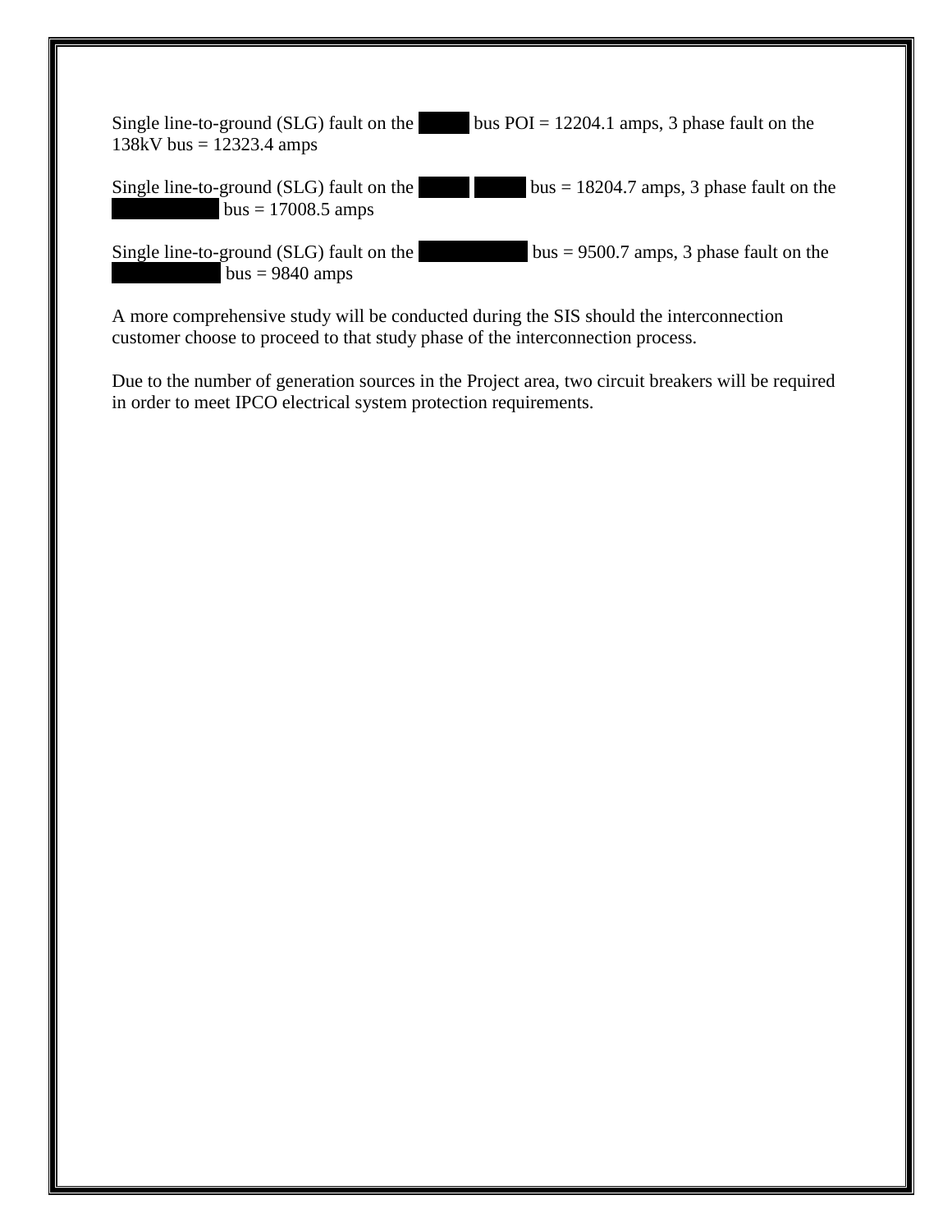Single line-to-ground (SLG) fault on the bus POI = 12204.1 amps, 3 phase fault on the 138kV bus = 12323.4 amps

Single line-to-ground (SLG) fault on the bus = 18204.7 amps, 3 phase fault on the bus = 17008.5 amps

Single line-to-ground (SLG) fault on the bus = 9500.7 amps, 3 phase fault on the bus = 9840 amps

A more comprehensive study will be conducted during the SIS should the interconnection customer choose to proceed to that study phase of the interconnection process.

Due to the number of generation sources in the Project area, two circuit breakers will be required in order to meet IPCO electrical system protection requirements.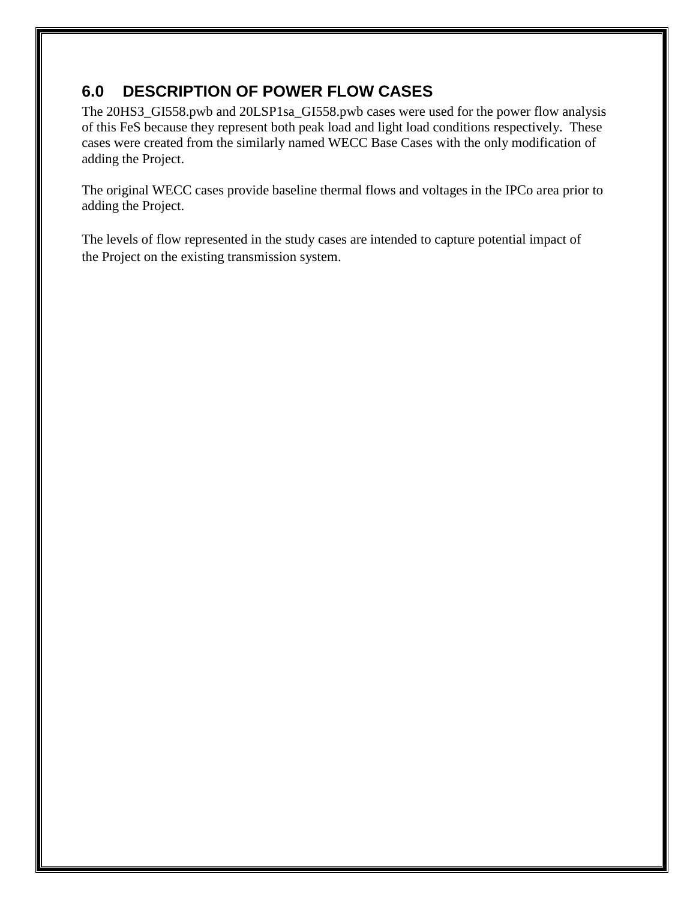## 6.0 DESCRIPTION OF POWER FLOW CASES

The 20HS3_GI558.pwb and 20LSP1sa_GI558.pwb cases were used for the power flow analysis of this FeS because they represent both peak load and light load conditions respectively. These cases were created from the similarly named WECC Base Cases with the only modification of adding the Project.

The original WECC cases provide baseline thermal flows and voltages in the IPCo area prior to adding the Project.

The levels of flow represented in the study cases are intended to capture potential impact of the Project on the existing transmission system.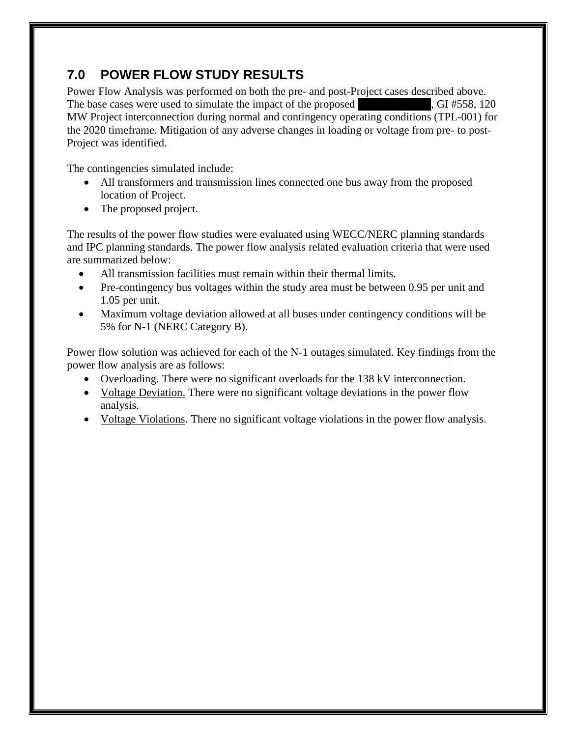## 7.0 POWER FLOW STUDY RESULTS

Power Flow Analysis was performed on both the pre- and post-Project cases described above. The base cases were used to simulate the impact of the proposed ██████████, GI #558, 120 MW Project interconnection during normal and contingency operating conditions (TPL-001) for the 2020 timeframe. Mitigation of any adverse changes in loading or voltage from pre- to post-Project was identified.

The contingencies simulated include:

- All transformers and transmission lines connected one bus away from the proposed location of Project.
- The proposed project.

The results of the power flow studies were evaluated using WECC/NERC planning standards and IPC planning standards. The power flow analysis related evaluation criteria that were used are summarized below:

- All transmission facilities must remain within their thermal limits.
- Pre-contingency bus voltages within the study area must be between 0.95 per unit and 1.05 per unit.
- Maximum voltage deviation allowed at all buses under contingency conditions will be 5% for N-1 (NERC Category B).

Power flow solution was achieved for each of the N-1 outages simulated. Key findings from the power flow analysis are as follows:

- Overloading. There were no significant overloads for the 138 kV interconnection.
- Voltage Deviation. There were no significant voltage deviations in the power flow analysis.
- Voltage Violations. There no significant voltage violations in the power flow analysis.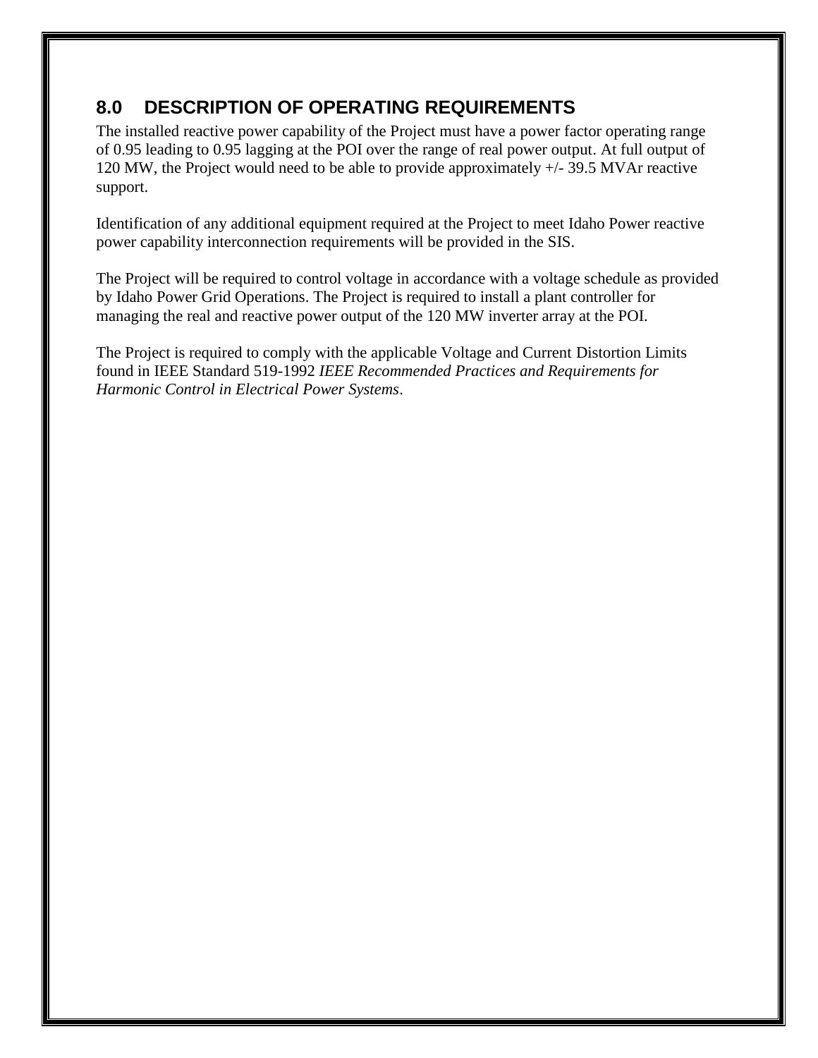## 8.0 DESCRIPTION OF OPERATING REQUIREMENTS

The installed reactive power capability of the Project must have a power factor operating range of 0.95 leading to 0.95 lagging at the POI over the range of real power output. At full output of 120 MW, the Project would need to be able to provide approximately +/- 39.5 MVAr reactive support.

Identification of any additional equipment required at the Project to meet Idaho Power reactive power capability interconnection requirements will be provided in the SIS.

The Project will be required to control voltage in accordance with a voltage schedule as provided by Idaho Power Grid Operations. The Project is required to install a plant controller for managing the real and reactive power output of the 120 MW inverter array at the POI.

The Project is required to comply with the applicable Voltage and Current Distortion Limits found in IEEE Standard 519-1992 *IEEE Recommended Practices and Requirements for Harmonic Control in Electrical Power Systems*.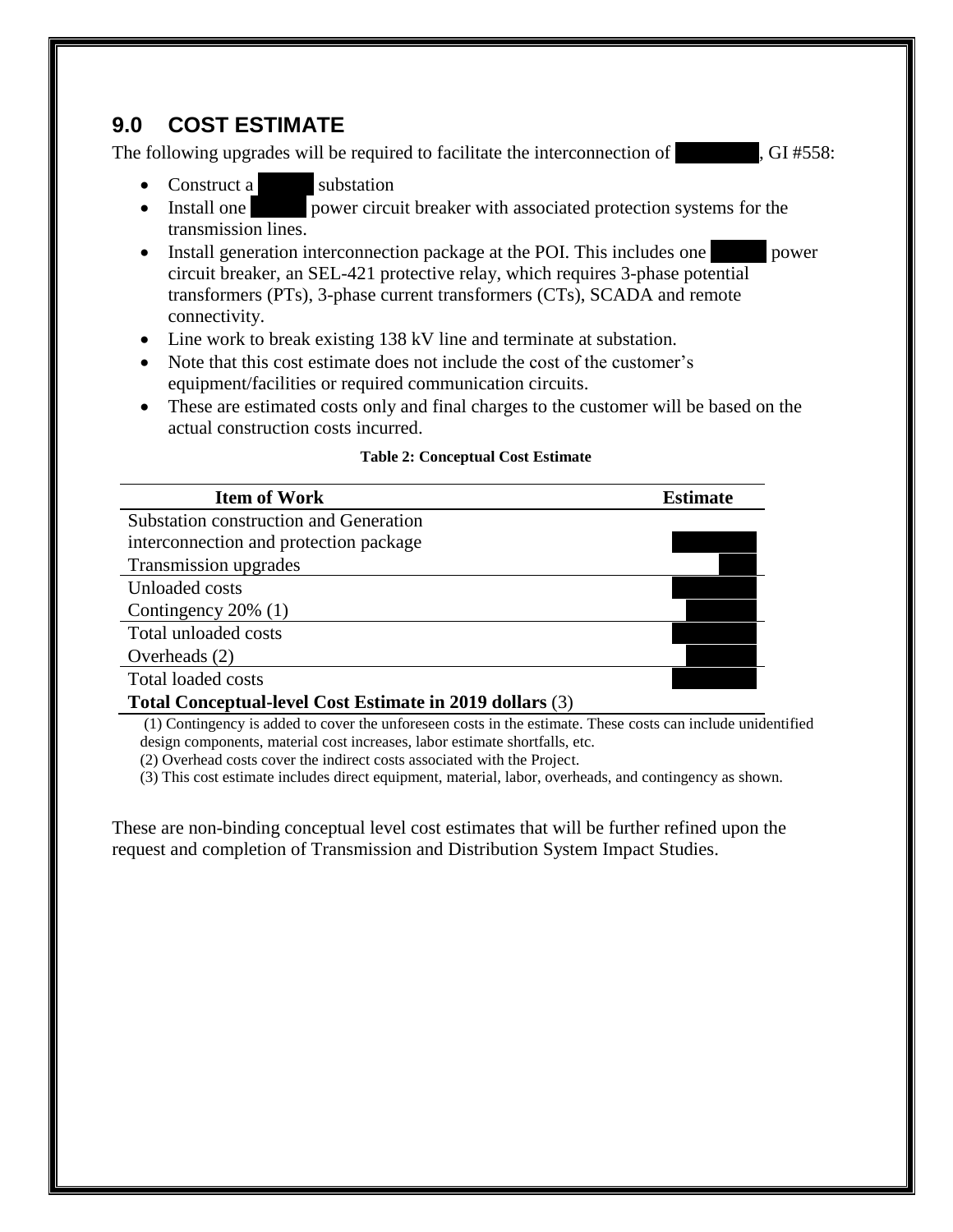## 9.0 COST ESTIMATE

The following upgrades will be required to facilitate the interconnection of , GI #558:

- Construct a substation
- Install one power circuit breaker with associated protection systems for the transmission lines.
- Install generation interconnection package at the POI. This includes one power circuit breaker, an SEL-421 protective relay, which requires 3-phase potential transformers (PTs), 3-phase current transformers (CTs), SCADA and remote connectivity.
- Line work to break existing 138 kV line and terminate at substation.
- Note that this cost estimate does not include the cost of the customer's equipment/facilities or required communication circuits.
- These are estimated costs only and final charges to the customer will be based on the actual construction costs incurred.

**Table 2: Conceptual Cost Estimate**

| Item of Work | Estimate |
|---|---|
| Substation construction and Generation interconnection and protection package | |
| Transmission upgrades | |
| Unloaded costs | |
| Contingency 20% (1) | |
| Total unloaded costs | |
| Overheads (2) | |
| Total loaded costs | |
| **Total Conceptual-level Cost Estimate in 2019 dollars** (3) | |

(1) Contingency is added to cover the unforeseen costs in the estimate. These costs can include unidentified design components, material cost increases, labor estimate shortfalls, etc.

(2) Overhead costs cover the indirect costs associated with the Project.

(3) This cost estimate includes direct equipment, material, labor, overheads, and contingency as shown.

These are non-binding conceptual level cost estimates that will be further refined upon the request and completion of Transmission and Distribution System Impact Studies.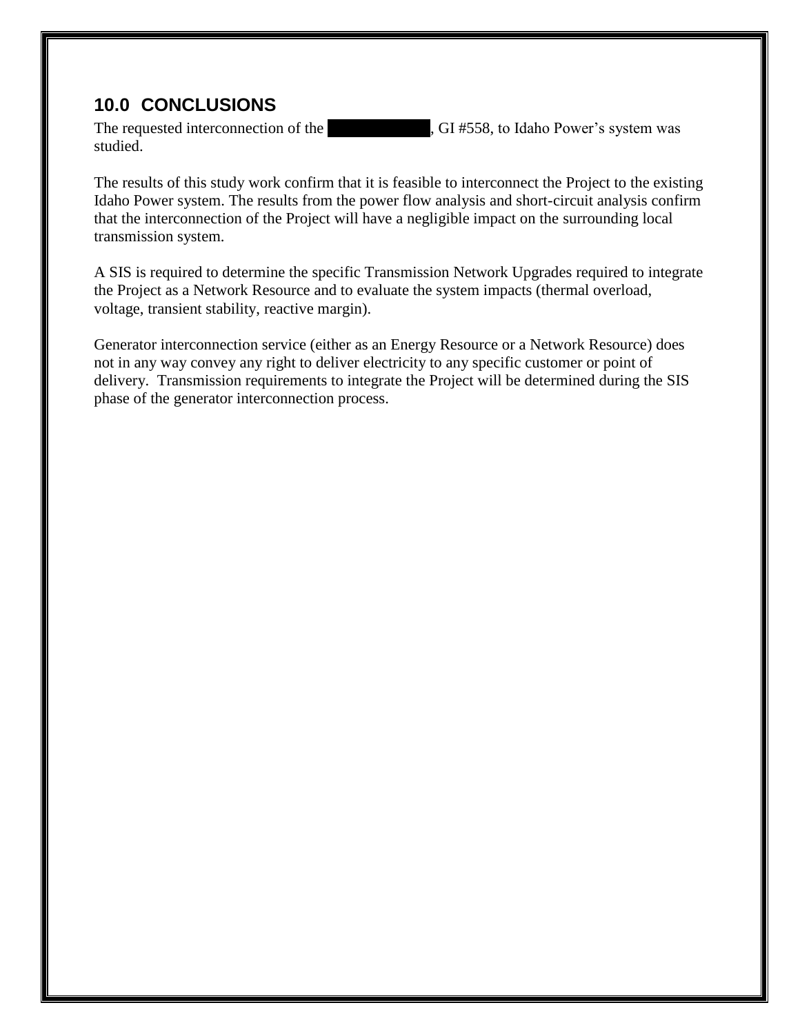## 10.0 CONCLUSIONS

The requested interconnection of the [REDACTED], GI #558, to Idaho Power's system was studied.

The results of this study work confirm that it is feasible to interconnect the Project to the existing Idaho Power system. The results from the power flow analysis and short-circuit analysis confirm that the interconnection of the Project will have a negligible impact on the surrounding local transmission system.

A SIS is required to determine the specific Transmission Network Upgrades required to integrate the Project as a Network Resource and to evaluate the system impacts (thermal overload, voltage, transient stability, reactive margin).

Generator interconnection service (either as an Energy Resource or a Network Resource) does not in any way convey any right to deliver electricity to any specific customer or point of delivery. Transmission requirements to integrate the Project will be determined during the SIS phase of the generator interconnection process.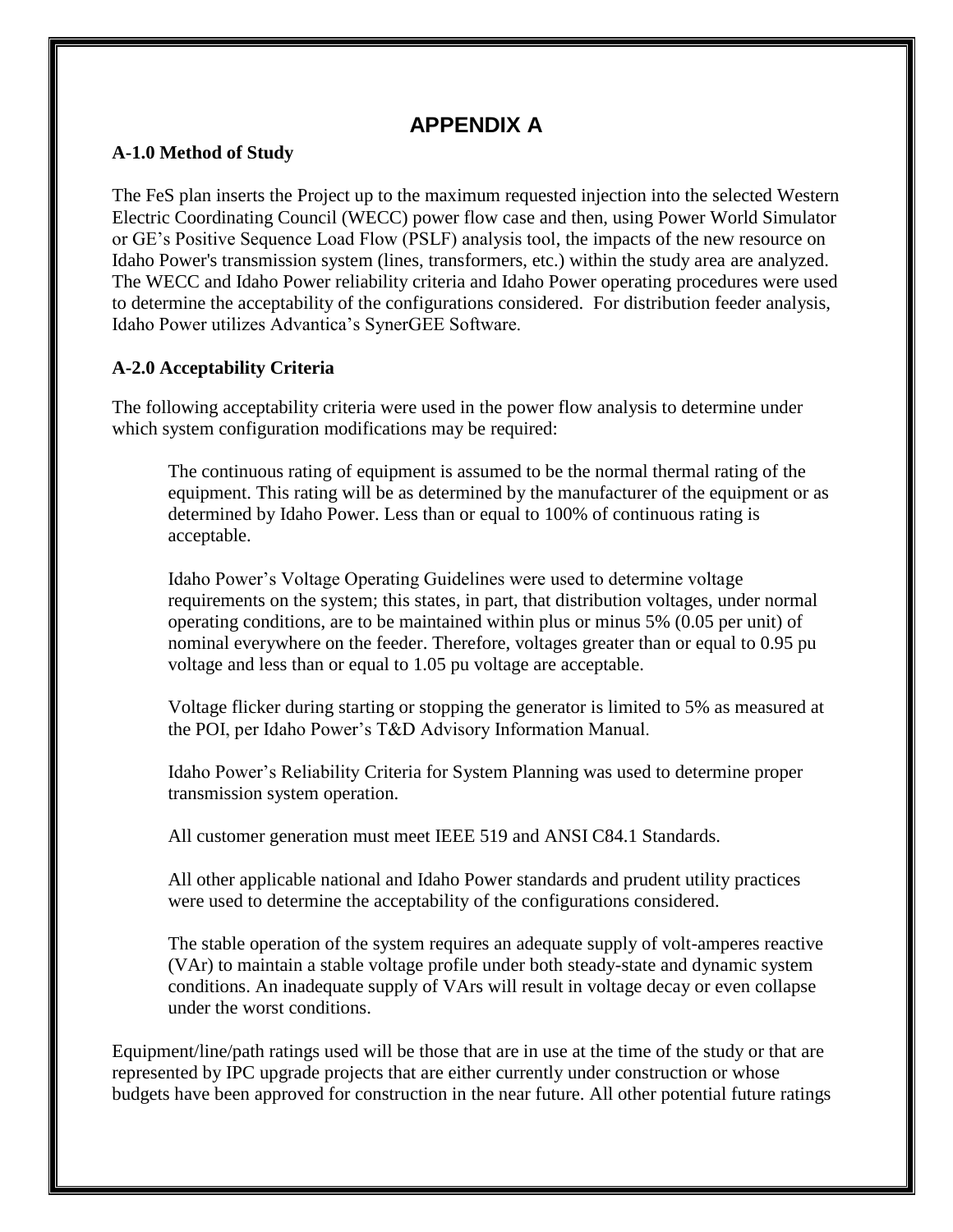# APPENDIX A

### A-1.0 Method of Study

The FeS plan inserts the Project up to the maximum requested injection into the selected Western Electric Coordinating Council (WECC) power flow case and then, using Power World Simulator or GE's Positive Sequence Load Flow (PSLF) analysis tool, the impacts of the new resource on Idaho Power's transmission system (lines, transformers, etc.) within the study area are analyzed. The WECC and Idaho Power reliability criteria and Idaho Power operating procedures were used to determine the acceptability of the configurations considered. For distribution feeder analysis, Idaho Power utilizes Advantica's SynerGEE Software.

### A-2.0 Acceptability Criteria

The following acceptability criteria were used in the power flow analysis to determine under which system configuration modifications may be required:

> The continuous rating of equipment is assumed to be the normal thermal rating of the equipment. This rating will be as determined by the manufacturer of the equipment or as determined by Idaho Power. Less than or equal to 100% of continuous rating is acceptable.
>
> Idaho Power's Voltage Operating Guidelines were used to determine voltage requirements on the system; this states, in part, that distribution voltages, under normal operating conditions, are to be maintained within plus or minus 5% (0.05 per unit) of nominal everywhere on the feeder. Therefore, voltages greater than or equal to 0.95 pu voltage and less than or equal to 1.05 pu voltage are acceptable.
>
> Voltage flicker during starting or stopping the generator is limited to 5% as measured at the POI, per Idaho Power's T&D Advisory Information Manual.
>
> Idaho Power's Reliability Criteria for System Planning was used to determine proper transmission system operation.
>
> All customer generation must meet IEEE 519 and ANSI C84.1 Standards.
>
> All other applicable national and Idaho Power standards and prudent utility practices were used to determine the acceptability of the configurations considered.
>
> The stable operation of the system requires an adequate supply of volt-amperes reactive (VAr) to maintain a stable voltage profile under both steady-state and dynamic system conditions. An inadequate supply of VArs will result in voltage decay or even collapse under the worst conditions.

Equipment/line/path ratings used will be those that are in use at the time of the study or that are represented by IPC upgrade projects that are either currently under construction or whose budgets have been approved for construction in the near future. All other potential future ratings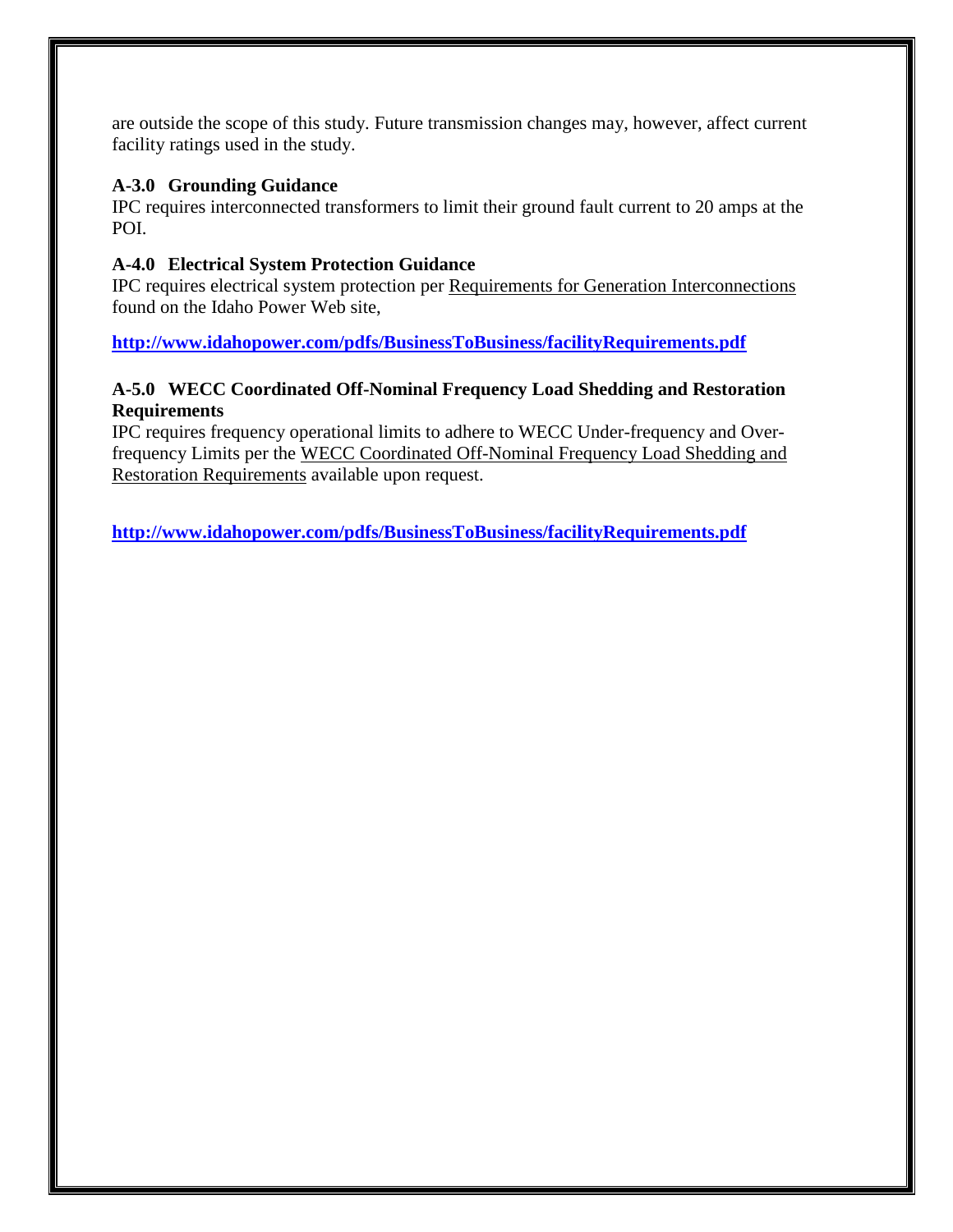are outside the scope of this study. Future transmission changes may, however, affect current facility ratings used in the study.

### A-3.0 Grounding Guidance

IPC requires interconnected transformers to limit their ground fault current to 20 amps at the POI.

### A-4.0 Electrical System Protection Guidance

IPC requires electrical system protection per Requirements for Generation Interconnections found on the Idaho Power Web site,

**http://www.idahopower.com/pdfs/BusinessToBusiness/facilityRequirements.pdf**

### A-5.0 WECC Coordinated Off-Nominal Frequency Load Shedding and Restoration Requirements

IPC requires frequency operational limits to adhere to WECC Under-frequency and Over-frequency Limits per the WECC Coordinated Off-Nominal Frequency Load Shedding and Restoration Requirements available upon request.

**http://www.idahopower.com/pdfs/BusinessToBusiness/facilityRequirements.pdf**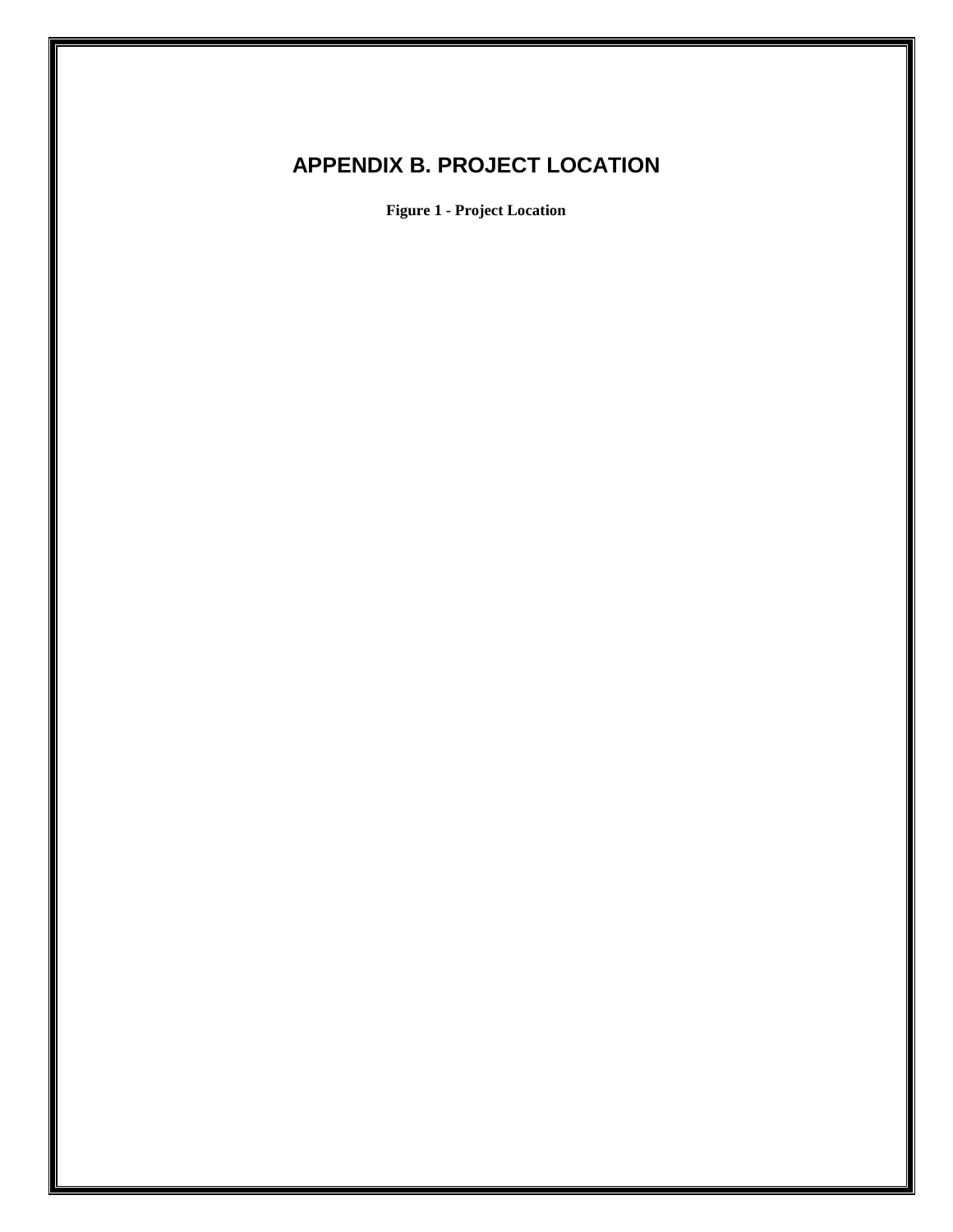## APPENDIX B. PROJECT LOCATION

**Figure 1 - Project Location**